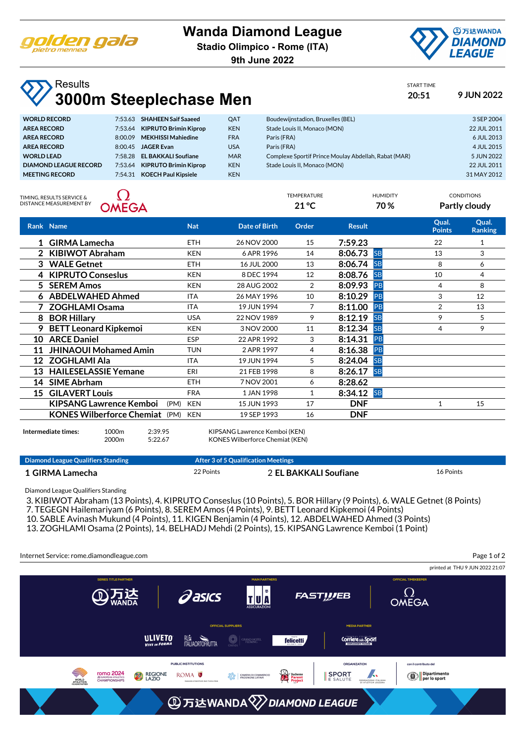# Wanda Diamond League

**Stadio Olimpico - Rome (ITA)**
**9th June 2022**

## Results
# 3000m Steeplechase Men

START TIME **20:51** **9 JUN 2022**

| | | | | | |
|---|---|---|---|---|---|
| **WORLD RECORD** | 7:53.63 | **SHAHEEN Saif Saaeed** | QAT | Boudewijnstadion, Bruxelles (BEL) | 3 SEP 2004 |
| **AREA RECORD** | 7:53.64 | **KIPRUTO Brimin Kiprop** | KEN | Stade Louis II, Monaco (MON) | 22 JUL 2011 |
| **AREA RECORD** | 8:00.09 | **MEKHISSI Mahiedine** | FRA | Paris (FRA) | 6 JUL 2013 |
| **AREA RECORD** | 8:00.45 | **JAGER Evan** | USA | Paris (FRA) | 4 JUL 2015 |
| **WORLD LEAD** | 7:58.28 | **EL BAKKALI Soufiane** | MAR | Complexe Sportif Prince Moulay Abdellah, Rabat (MAR) | 5 JUN 2022 |
| **DIAMOND LEAGUE RECORD** | 7:53.64 | **KIPRUTO Brimin Kiprop** | KEN | Stade Louis II, Monaco (MON) | 22 JUL 2011 |
| **MEETING RECORD** | 7:54.31 | **KOECH Paul Kipsiele** | KEN | | 31 MAY 2012 |

TIMING, RESULTS SERVICE & DISTANCE MEASUREMENT BY OMEGA

TEMPERATURE **21 °C** | HUMIDITY **70 %** | CONDITIONS **Partly cloudy**

| Rank | Name | | Nat | Date of Birth | Order | Result | | Qual. Points | Qual. Ranking |
|---|---|---|---|---|---|---|---|---|---|
| 1 | **GIRMA Lamecha** | | ETH | 26 NOV 2000 | 15 | **7:59.23** | | 22 | 1 |
| 2 | **KIBIWOT Abraham** | | KEN | 6 APR 1996 | 14 | **8:06.73** | SB | 13 | 3 |
| 3 | **WALE Getnet** | | ETH | 16 JUL 2000 | 13 | **8:06.74** | SB | 8 | 6 |
| 4 | **KIPRUTO Conseslus** | | KEN | 8 DEC 1994 | 12 | **8:08.76** | SB | 10 | 4 |
| 5 | **SEREM Amos** | | KEN | 28 AUG 2002 | 2 | **8:09.93** | PB | 4 | 8 |
| 6 | **ABDELWAHED Ahmed** | | ITA | 26 MAY 1996 | 10 | **8:10.29** | PB | 3 | 12 |
| 7 | **ZOGHLAMI Osama** | | ITA | 19 JUN 1994 | 7 | **8:11.00** | PB | 2 | 13 |
| 8 | **BOR Hillary** | | USA | 22 NOV 1989 | 9 | **8:12.19** | SB | 9 | 5 |
| 9 | **BETT Leonard Kipkemoi** | | KEN | 3 NOV 2000 | 11 | **8:12.34** | SB | 4 | 9 |
| 10 | **ARCE Daniel** | | ESP | 22 APR 1992 | 3 | **8:14.31** | PB | | |
| 11 | **JHINAOUI Mohamed Amin** | | TUN | 2 APR 1997 | 4 | **8:16.38** | PB | | |
| 12 | **ZOGHLAMI Ala** | | ITA | 19 JUN 1994 | 5 | **8:24.04** | SB | | |
| 13 | **HAILESELASSIE Yemane** | | ERI | 21 FEB 1998 | 8 | **8:26.17** | SB | | |
| 14 | **SIME Abrham** | | ETH | 7 NOV 2001 | 6 | **8:28.62** | | | |
| 15 | **GILAVERT Louis** | | FRA | 1 JAN 1998 | 1 | **8:34.12** | SB | | |
| | **KIPSANG Lawrence Kemboi** | (PM) | KEN | 15 JUN 1993 | 17 | **DNF** | | 1 | 15 |
| | **KONES Wilberforce Chemiat** | (PM) | KEN | 19 SEP 1993 | 16 | **DNF** | | | |

**Intermediate times:**

| | | |
|---|---|---|
| 1000m | 2:39.95 | KIPSANG Lawrence Kemboi (KEN) |
| 2000m | 5:22.67 | KONES Wilberforce Chemiat (KEN) |

**Diamond League Qualifiers Standing** — **After 3 of 5 Qualification Meetings**

**1 GIRMA Lamecha** 22 Points — **2 EL BAKKALI Soufiane** 16 Points

Diamond League Qualifiers Standing

3. KIBIWOT Abraham (13 Points), 4. KIPRUTO Conseslus (10 Points), 5. BOR Hillary (9 Points), 6. WALE Getnet (8 Points)
7. TEGEGN Hailemariyam (6 Points), 8. SEREM Amos (4 Points), 9. BETT Leonard Kipkemoi (4 Points)
10. SABLE Avinash Mukund (4 Points), 11. KIGEN Benjamin (4 Points), 12. ABDELWAHED Ahmed (3 Points)
13. ZOGHLAMI Osama (2 Points), 14. BELHADJ Mehdi (2 Points), 15. KIPSANG Lawrence Kemboi (1 Point)

Internet Service: rome.diamondleague.com

printed at THU 9 JUN 2022 21:07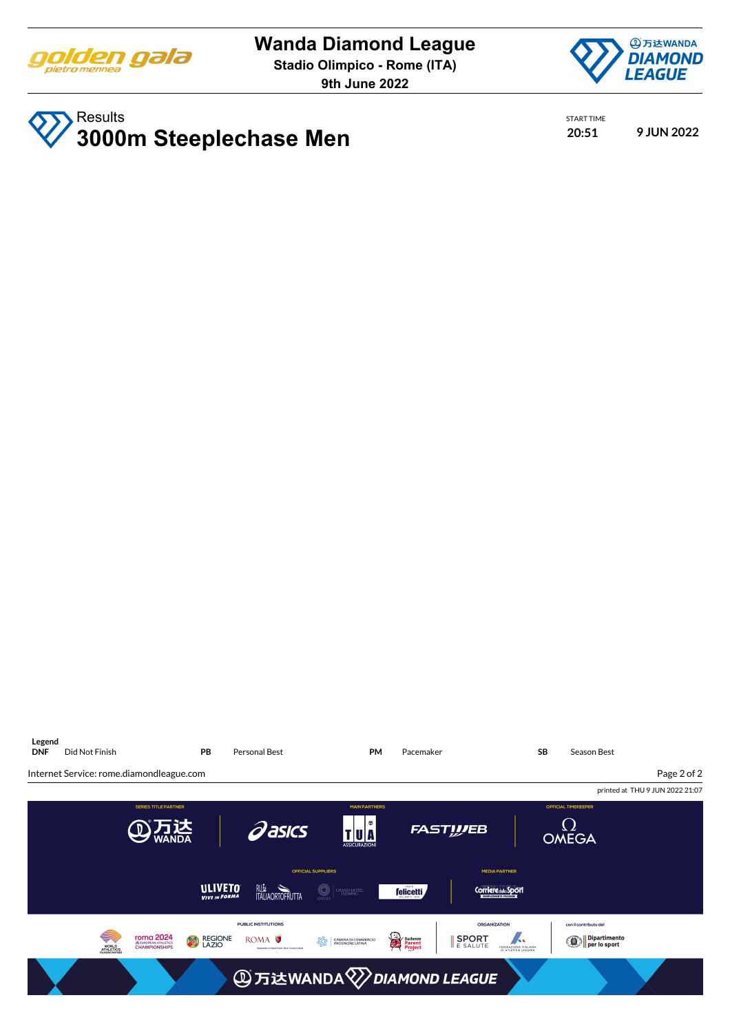Results

# 3000m Steeplechase Men

START TIME
20:51 9 JUN 2022

**Legend**

| | | | | | | | |
|---|---|---|---|---|---|---|---|
| **DNF** | Did Not Finish | **PB** | Personal Best | **PM** | Pacemaker | **SB** | Season Best |

Internet Service: rome.diamondleague.com

printed at THU 9 JUN 2022 21:07